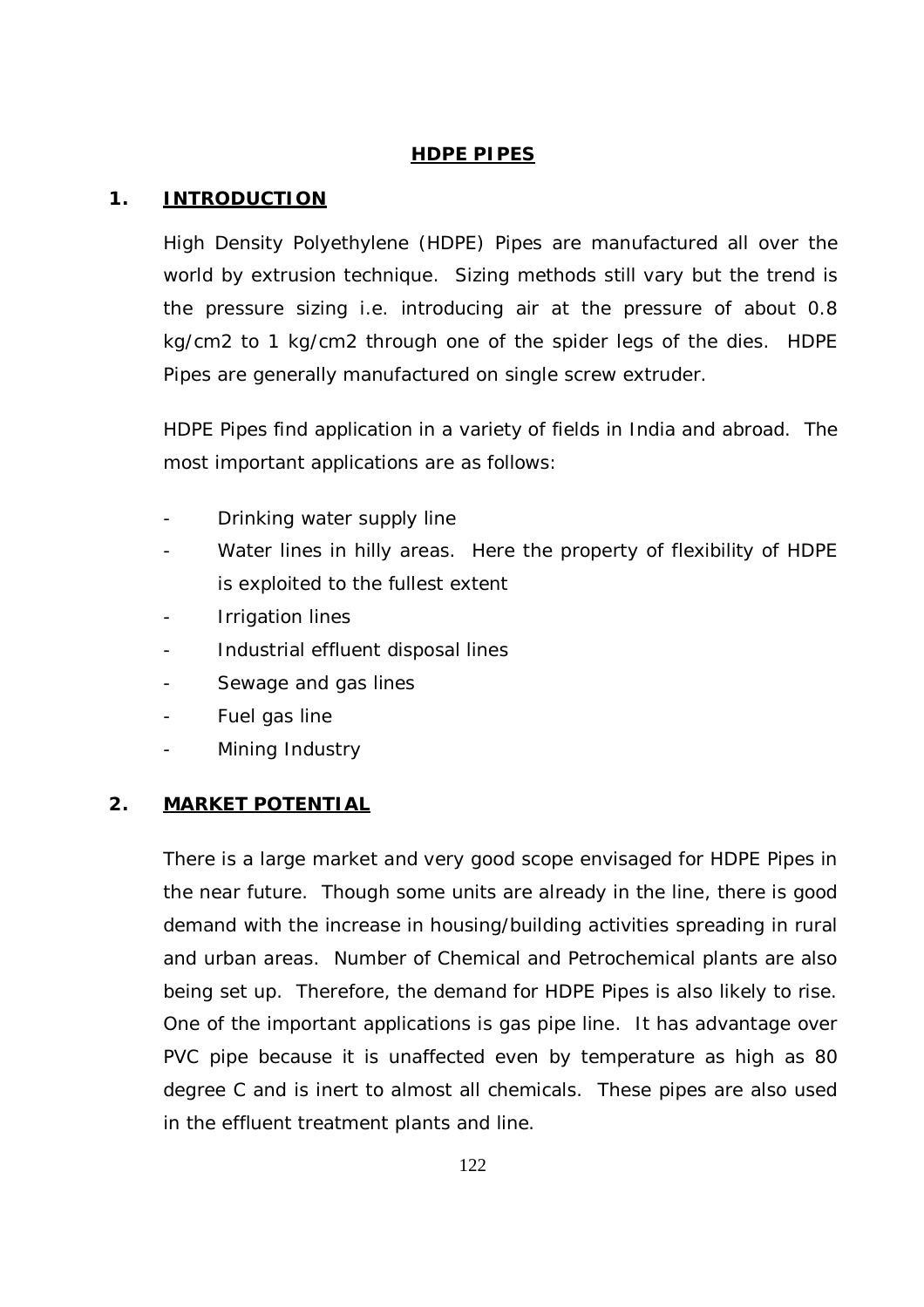# HDPE PIPES

## 1. INTRODUCTION

High Density Polyethylene (HDPE) Pipes are manufactured all over the world by extrusion technique. Sizing methods still vary but the trend is the pressure sizing i.e. introducing air at the pressure of about 0.8 kg/cm2 to 1 kg/cm2 through one of the spider legs of the dies. HDPE Pipes are generally manufactured on single screw extruder.

HDPE Pipes find application in a variety of fields in India and abroad. The most important applications are as follows:

- Drinking water supply line
- Water lines in hilly areas. Here the property of flexibility of HDPE is exploited to the fullest extent
- Irrigation lines
- Industrial effluent disposal lines
- Sewage and gas lines
- Fuel gas line
- Mining Industry

## 2. MARKET POTENTIAL

There is a large market and very good scope envisaged for HDPE Pipes in the near future. Though some units are already in the line, there is good demand with the increase in housing/building activities spreading in rural and urban areas. Number of Chemical and Petrochemical plants are also being set up. Therefore, the demand for HDPE Pipes is also likely to rise. One of the important applications is gas pipe line. It has advantage over PVC pipe because it is unaffected even by temperature as high as 80 degree C and is inert to almost all chemicals. These pipes are also used in the effluent treatment plants and line.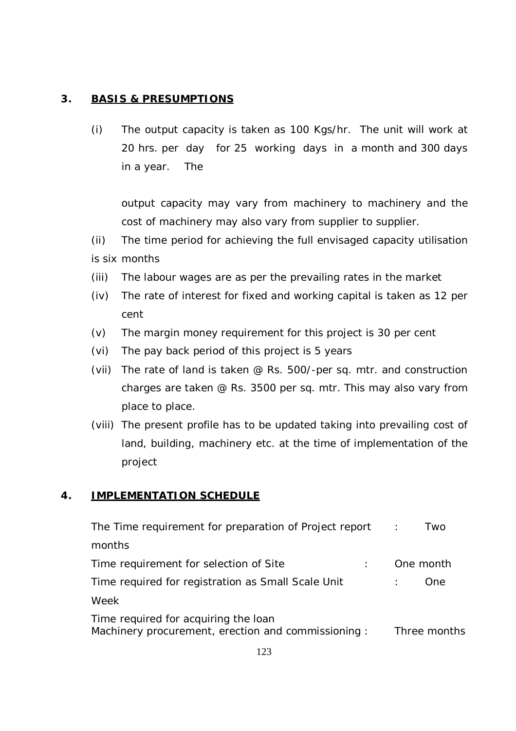## 3. BASIS & PRESUMPTIONS

(i) The output capacity is taken as 100 Kgs/hr. The unit will work at 20 hrs. per day for 25 working days in a month and 300 days in a year. The

output capacity may vary from machinery to machinery and the cost of machinery may also vary from supplier to supplier.

(ii) The time period for achieving the full envisaged capacity utilisation is six months

(iii) The labour wages are as per the prevailing rates in the market

(iv) The rate of interest for fixed and working capital is taken as 12 per cent

(v) The margin money requirement for this project is 30 per cent

(vi) The pay back period of this project is 5 years

(vii) The rate of land is taken @ Rs. 500/-per sq. mtr. and construction charges are taken @ Rs. 3500 per sq. mtr. This may also vary from place to place.

(viii) The present profile has to be updated taking into prevailing cost of land, building, machinery etc. at the time of implementation of the project

## 4. IMPLEMENTATION SCHEDULE

The Time requirement for preparation of Project report : Two months

Time requirement for selection of Site : One month

Time required for registration as Small Scale Unit : One Week

Time required for acquiring the loan
Machinery procurement, erection and commissioning : Three months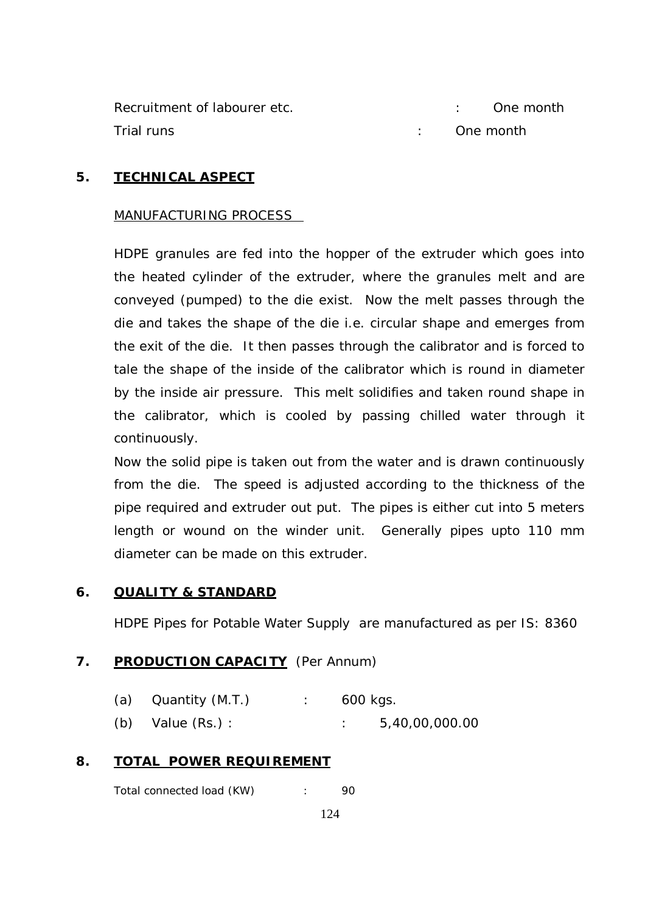Recruitment of labourer etc. : One month

Trial runs : One month

## 5. TECHNICAL ASPECT

MANUFACTURING PROCESS

HDPE granules are fed into the hopper of the extruder which goes into the heated cylinder of the extruder, where the granules melt and are conveyed (pumped) to the die exist. Now the melt passes through the die and takes the shape of the die i.e. circular shape and emerges from the exit of the die. It then passes through the calibrator and is forced to tale the shape of the inside of the calibrator which is round in diameter by the inside air pressure. This melt solidifies and taken round shape in the calibrator, which is cooled by passing chilled water through it continuously.

Now the solid pipe is taken out from the water and is drawn continuously from the die. The speed is adjusted according to the thickness of the pipe required and extruder out put. The pipes is either cut into 5 meters length or wound on the winder unit. Generally pipes upto 110 mm diameter can be made on this extruder.

## 6. QUALITY & STANDARD

HDPE Pipes for Potable Water Supply are manufactured as per IS: 8360

## 7. PRODUCTION CAPACITY (Per Annum)

(a) Quantity (M.T.) : 600 kgs.

(b) Value (Rs.) : : 5,40,00,000.00

## 8. TOTAL POWER REQUIREMENT

Total connected load (KW) : 90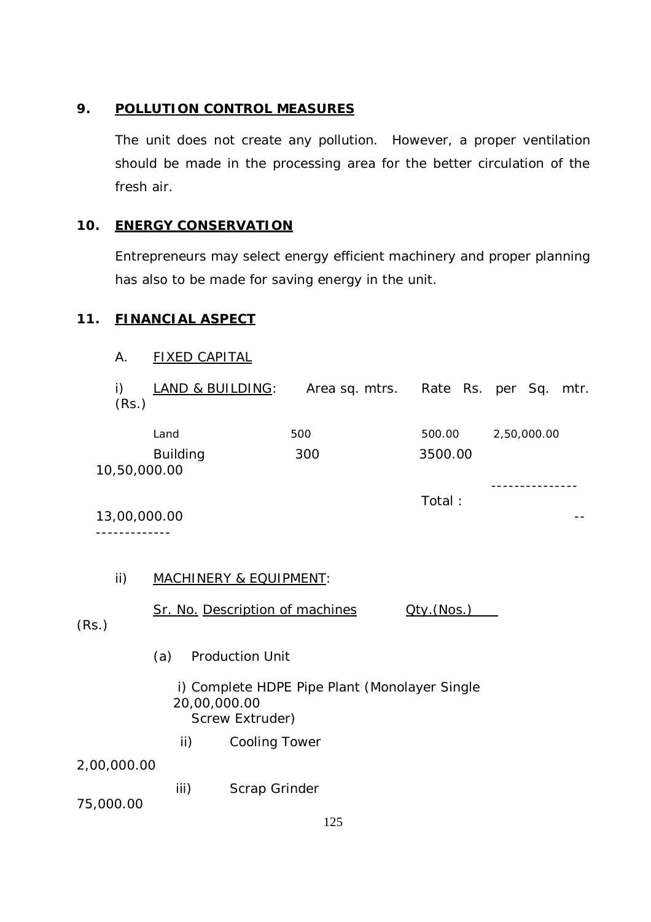## 9. POLLUTION CONTROL MEASURES

The unit does not create any pollution. However, a proper ventilation should be made in the processing area for the better circulation of the fresh air.

## 10. ENERGY CONSERVATION

Entrepreneurs may select energy efficient machinery and proper planning has also to be made for saving energy in the unit.

## 11. FINANCIAL ASPECT

### A. FIXED CAPITAL

i) LAND & BUILDING:

| | Area sq. mtrs. | Rate Rs. per Sq. mtr. | (Rs.) |
|---|---|---|---|
| Land | 500 | 500.00 | 2,50,000.00 |
| Building | 300 | 3500.00 | 10,50,000.00 |
| | | Total : | 13,00,000.00 |

ii) MACHINERY & EQUIPMENT:

| Sr. No. | Description of machines | Qty.(Nos.) | (Rs.) |
|---|---|---|---|
| (a) | Production Unit | | |
| i) | Complete HDPE Pipe Plant (Monolayer Single Screw Extruder) | | 20,00,000.00 |
| ii) | Cooling Tower | | 2,00,000.00 |
| iii) | Scrap Grinder | | 75,000.00 |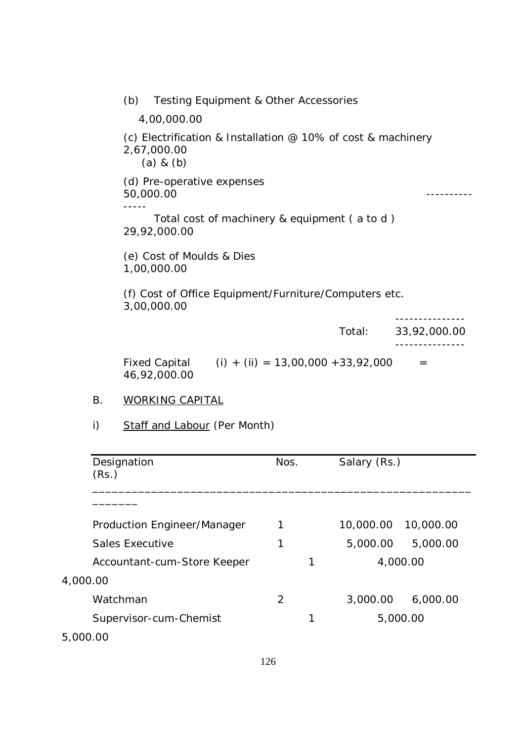(b) Testing Equipment & Other Accessories 4,00,000.00

(c) Electrification & Installation @ 10% of cost & machinery (a) & (b) 2,67,000.00

(d) Pre-operative expenses 50,000.00

---------------

Total cost of machinery & equipment ( a to d ) 29,92,000.00

(e) Cost of Moulds & Dies 1,00,000.00

(f) Cost of Office Equipment/Furniture/Computers etc. 3,00,000.00

---------------

Total: 33,92,000.00

---------------

Fixed Capital (i) + (ii) = 13,00,000 +33,92,000 = 46,92,000.00

B. <u>WORKING CAPITAL</u>

i) <u>Staff and Labour</u> (Per Month)

| Designation | Nos. | Salary (Rs.) | (Rs.) |
|---|---|---|---|
| Production Engineer/Manager | 1 | 10,000.00 | 10,000.00 |
| Sales Executive | 1 | 5,000.00 | 5,000.00 |
| Accountant-cum-Store Keeper | 1 | 4,000.00 | 4,000.00 |
| Watchman | 2 | 3,000.00 | 6,000.00 |
| Supervisor-cum-Chemist | 1 | 5,000.00 | 5,000.00 |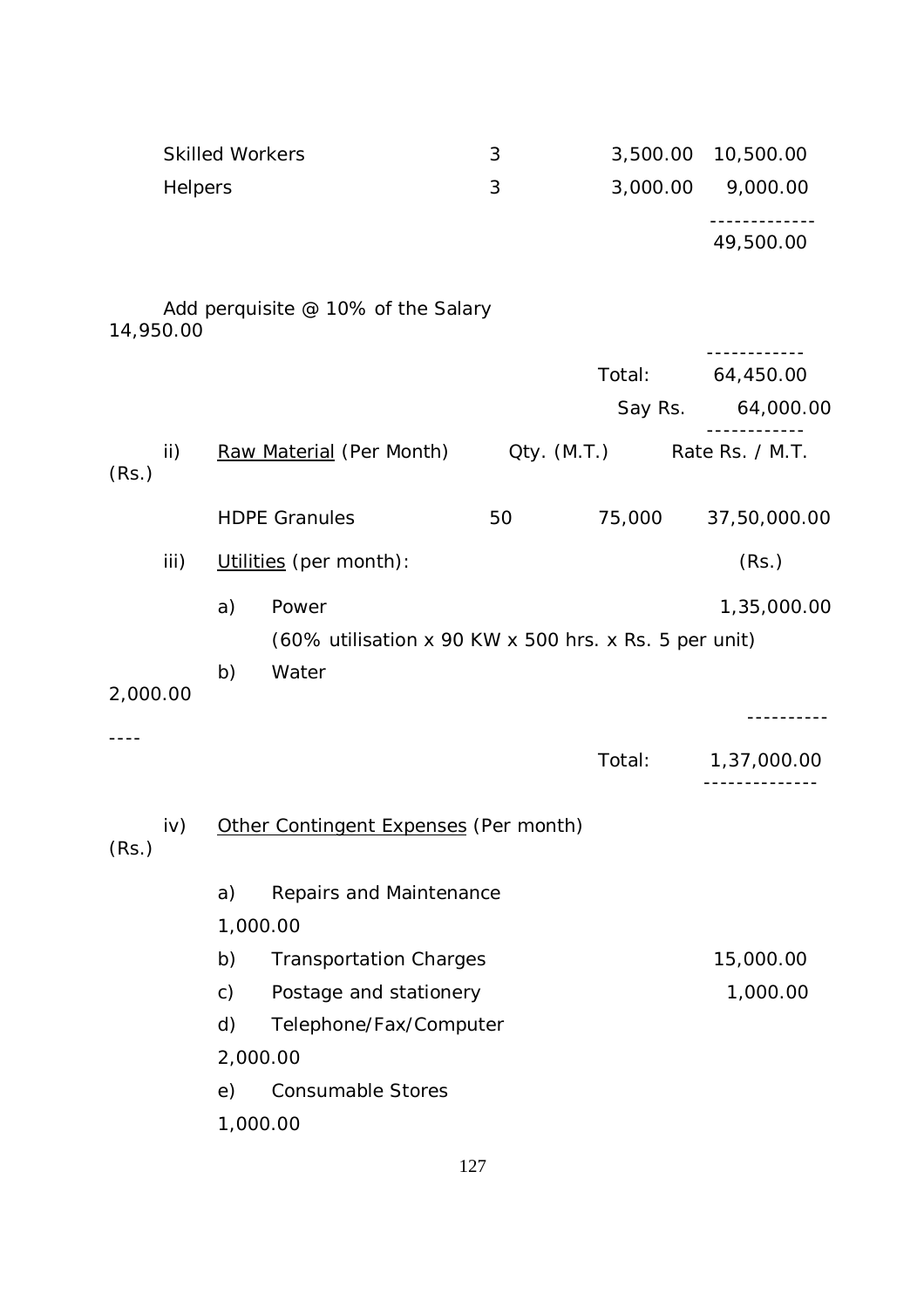| | | | |
|---|---|---|---|
| Skilled Workers | 3 | 3,500.00 | 10,500.00 |
| Helpers | 3 | 3,000.00 | 9,000.00 |
| | | | 49,500.00 |

Add perquisite @ 10% of the Salary 14,950.00

| | |
|---|---|
| Total: | 64,450.00 |
| Say Rs. | 64,000.00 |

ii) Raw Material (Per Month)

| | Qty. (M.T.) | Rate Rs. / M.T. | (Rs.) |
|---|---|---|---|
| HDPE Granules | 50 | 75,000 | 37,50,000.00 |

iii) Utilities (per month): (Rs.)

| | | |
|---|---|---|
| a) | Power (60% utilisation x 90 KW x 500 hrs. x Rs. 5 per unit) | 1,35,000.00 |
| b) | Water | 2,000.00 |
| | Total: | 1,37,000.00 |

iv) Other Contingent Expenses (Per month) (Rs.)

| | | |
|---|---|---|
| a) | Repairs and Maintenance | 1,000.00 |
| b) | Transportation Charges | 15,000.00 |
| c) | Postage and stationery | 1,000.00 |
| d) | Telephone/Fax/Computer | 2,000.00 |
| e) | Consumable Stores | 1,000.00 |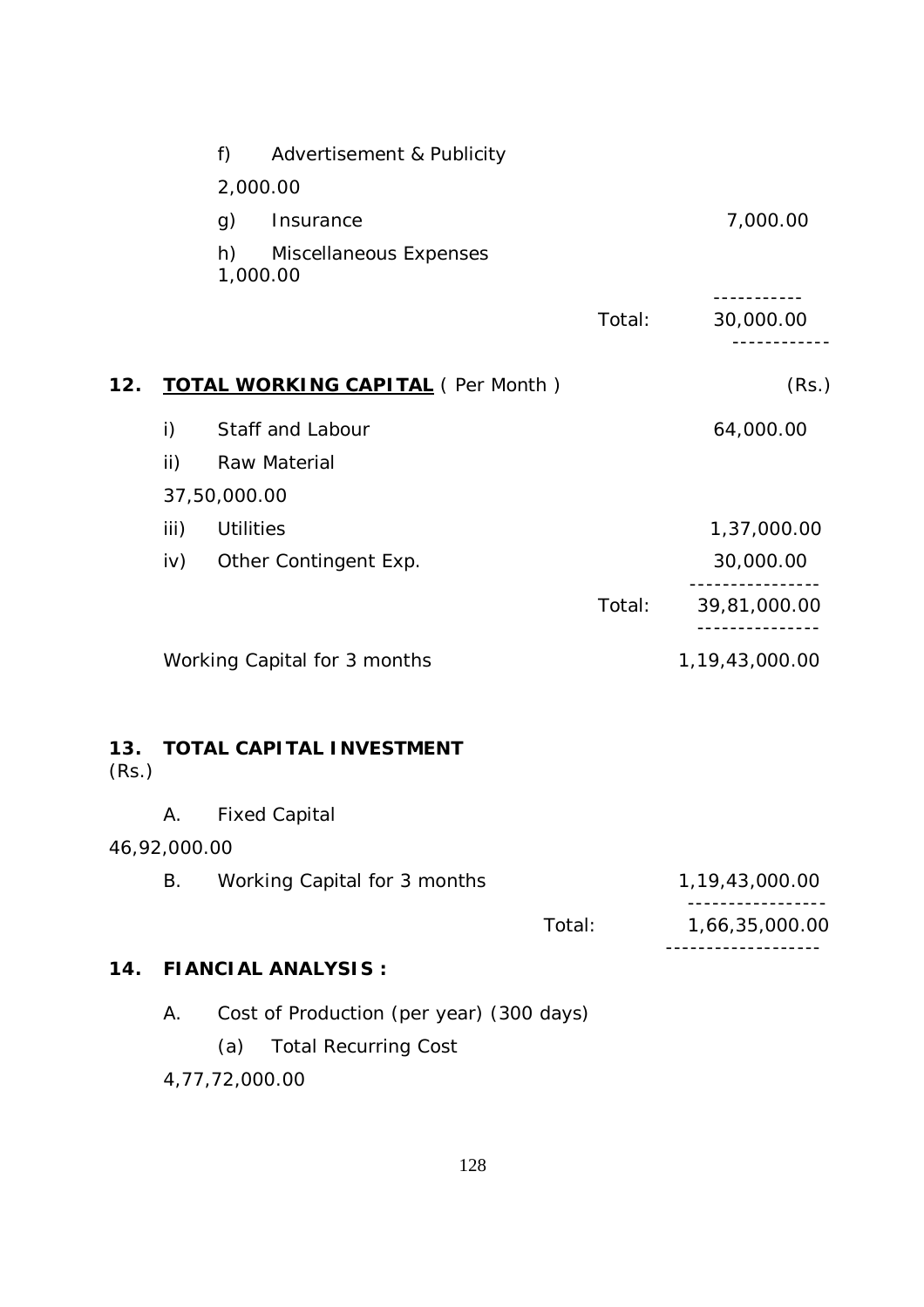f) Advertisement & Publicity 2,000.00

g) Insurance 7,000.00

h) Miscellaneous Expenses 1,000.00

| | Total: | 30,000.00 |
|---|---|---|

**12. TOTAL WORKING CAPITAL ( Per Month )** (Rs.)

| | | (Rs.) |
|---|---|---|
| i) | Staff and Labour | 64,000.00 |
| ii) | Raw Material | 37,50,000.00 |
| iii) | Utilities | 1,37,000.00 |
| iv) | Other Contingent Exp. | 30,000.00 |
| | Total: | 39,81,000.00 |
| | Working Capital for 3 months | 1,19,43,000.00 |

**13. TOTAL CAPITAL INVESTMENT** (Rs.)

| | | (Rs.) |
|---|---|---|
| A. | Fixed Capital | 46,92,000.00 |
| B. | Working Capital for 3 months | 1,19,43,000.00 |
| | Total: | 1,66,35,000.00 |

**14. FIANCIAL ANALYSIS :**

A. Cost of Production (per year) (300 days)

(a) Total Recurring Cost 4,77,72,000.00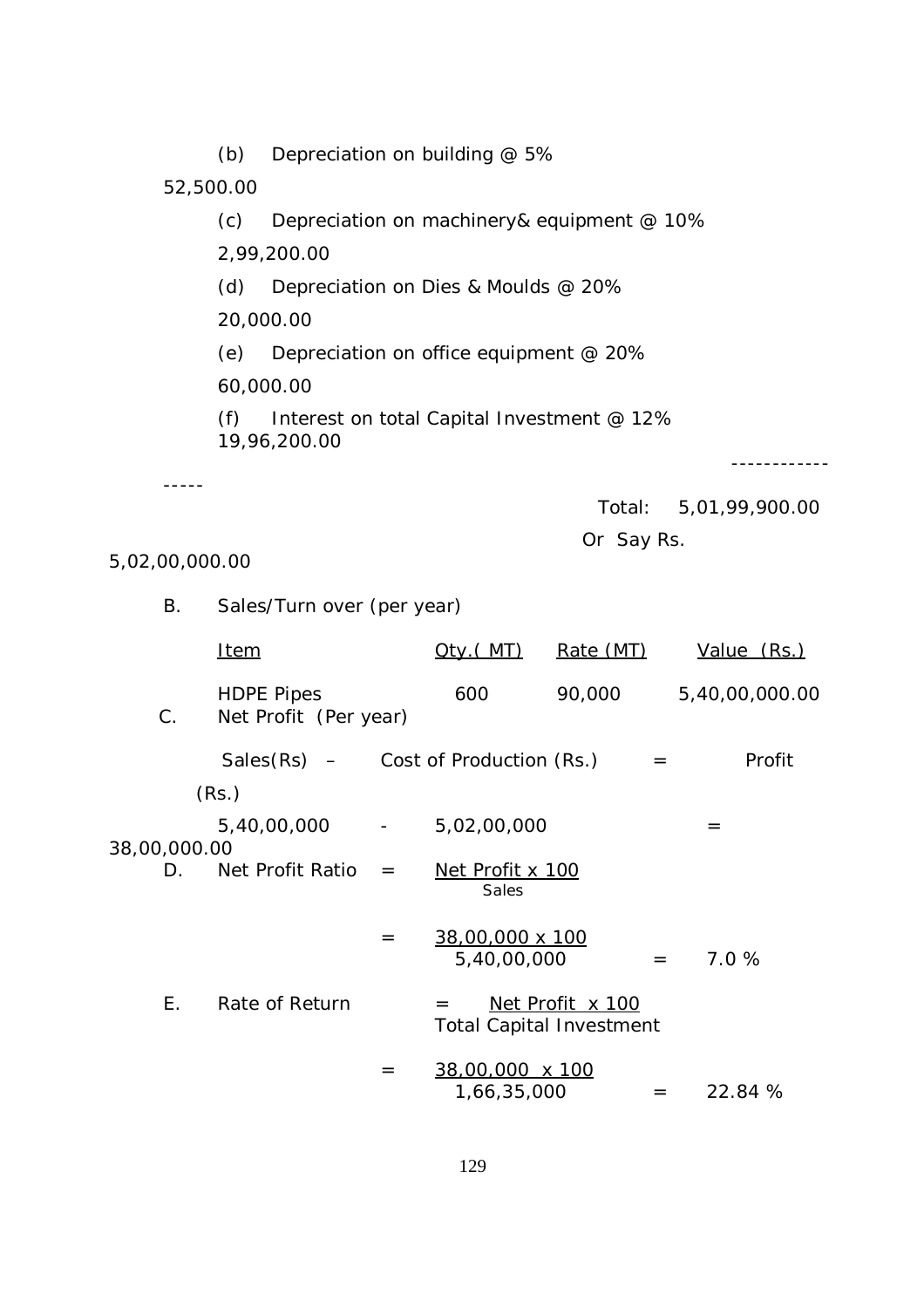(b) Depreciation on building @ 5% 52,500.00

(c) Depreciation on machinery& equipment @ 10% 2,99,200.00

(d) Depreciation on Dies & Moulds @ 20% 20,000.00

(e) Depreciation on office equipment @ 20% 60,000.00

(f) Interest on total Capital Investment @ 12% 19,96,200.00

-----------------

Total: 5,01,99,900.00

Or Say Rs. 5,02,00,000.00

B. Sales/Turn over (per year)

| Item | Qty.( MT) | Rate (MT) | Value (Rs.) |
|---|---|---|---|
| HDPE Pipes | 600 | 90,000 | 5,40,00,000.00 |

C. Net Profit (Per year)

Sales(Rs) – Cost of Production (Rs.) = Profit (Rs.)

5,40,00,000 - 5,02,00,000 = 38,00,000.00

D. Net Profit Ratio $= \dfrac{\text{Net Profit} \times 100}{\text{Sales}}$

$= \dfrac{38,00,000 \times 100}{5,40,00,000} = 7.0\ \%$

E. Rate of Return $= \dfrac{\text{Net Profit} \times 100}{\text{Total Capital Investment}}$

$= \dfrac{38,00,000 \times 100}{1,66,35,000} = 22.84\ \%$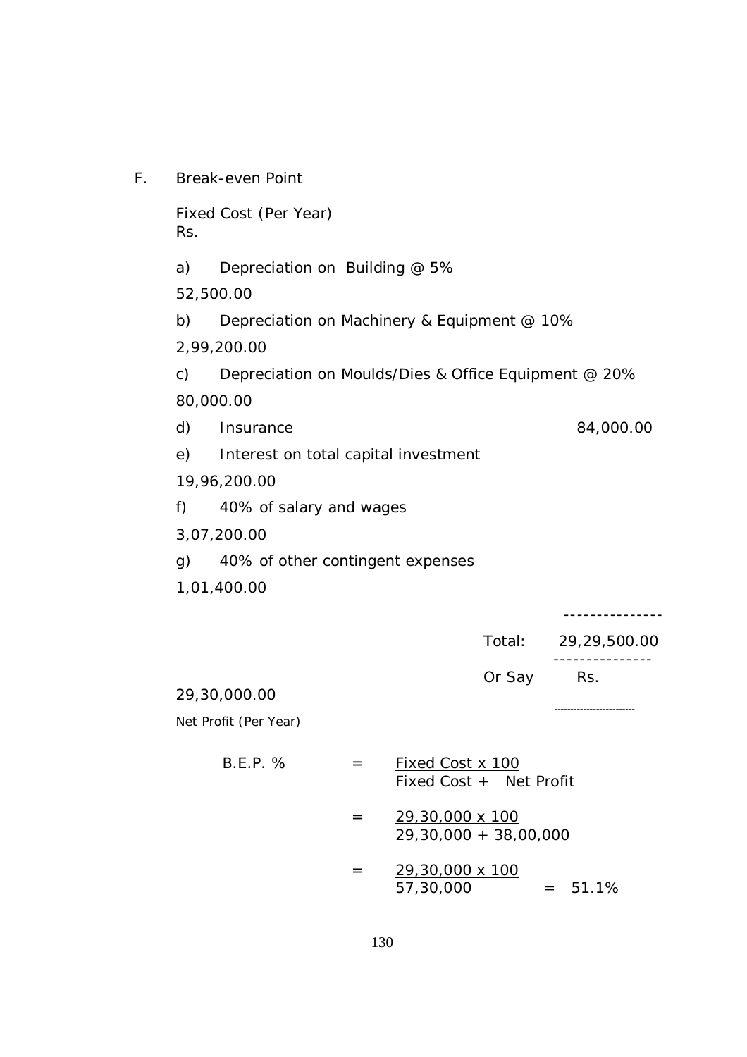F. Break-even Point

Fixed Cost (Per Year)

| | | Rs. |
|---|---|---|
| a) | Depreciation on Building @ 5% | 52,500.00 |
| b) | Depreciation on Machinery & Equipment @ 10% | 2,99,200.00 |
| c) | Depreciation on Moulds/Dies & Office Equipment @ 20% | 80,000.00 |
| d) | Insurance | 84,000.00 |
| e) | Interest on total capital investment | 19,96,200.00 |
| f) | 40% of salary and wages | 3,07,200.00 |
| g) | 40% of other contingent expenses | 1,01,400.00 |
| | Total: | 29,29,500.00 |
| | Or Say Rs. | 29,30,000.00 |

Net Profit (Per Year)

$$\text{B.E.P. \%} = \frac{\text{Fixed Cost} \times 100}{\text{Fixed Cost} + \text{Net Profit}}$$

$$= \frac{29,30,000 \times 100}{29,30,000 + 38,00,000}$$

$$= \frac{29,30,000 \times 100}{57,30,000} = 51.1\%$$